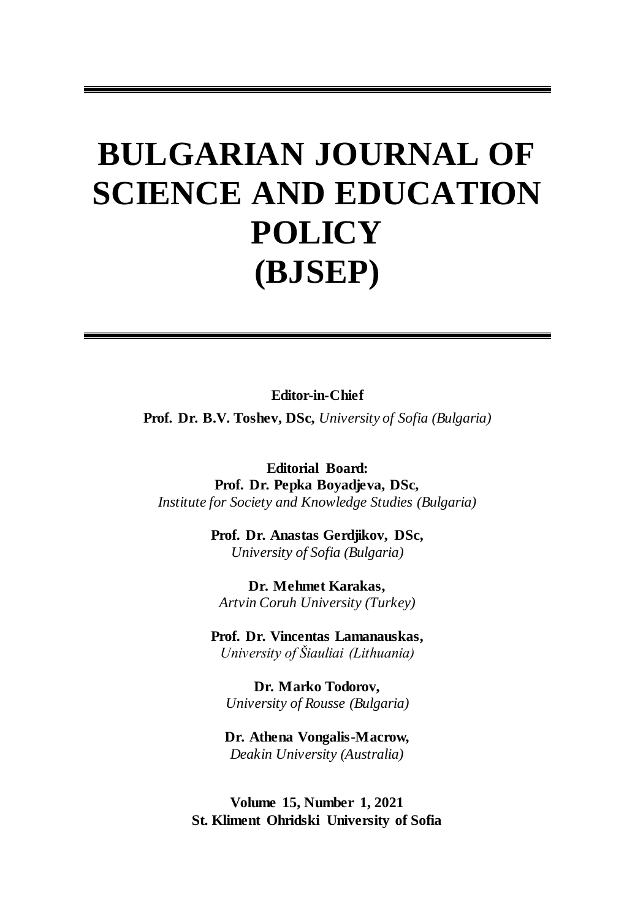# BULGARIAN JOURNAL OF SCIENCE AND EDUCATION POLICY (BJSEP)

**Editor-in-Chief**

**Prof. Dr. B.V. Toshev, DSc,** *University of Sofia (Bulgaria)*

**Editorial Board:**

**Prof. Dr. Pepka Boyadjeva, DSc,**
*Institute for Society and Knowledge Studies (Bulgaria)*

**Prof. Dr. Anastas Gerdjikov, DSc,**
*University of Sofia (Bulgaria)*

**Dr. Mehmet Karakas,**
*Artvin Coruh University (Turkey)*

**Prof. Dr. Vincentas Lamanauskas,**
*University of Šiauliai (Lithuania)*

**Dr. Marko Todorov,**
*University of Rousse (Bulgaria)*

**Dr. Athena Vongalis-Macrow,**
*Deakin University (Australia)*

**Volume 15, Number 1, 2021**
**St. Kliment Ohridski University of Sofia**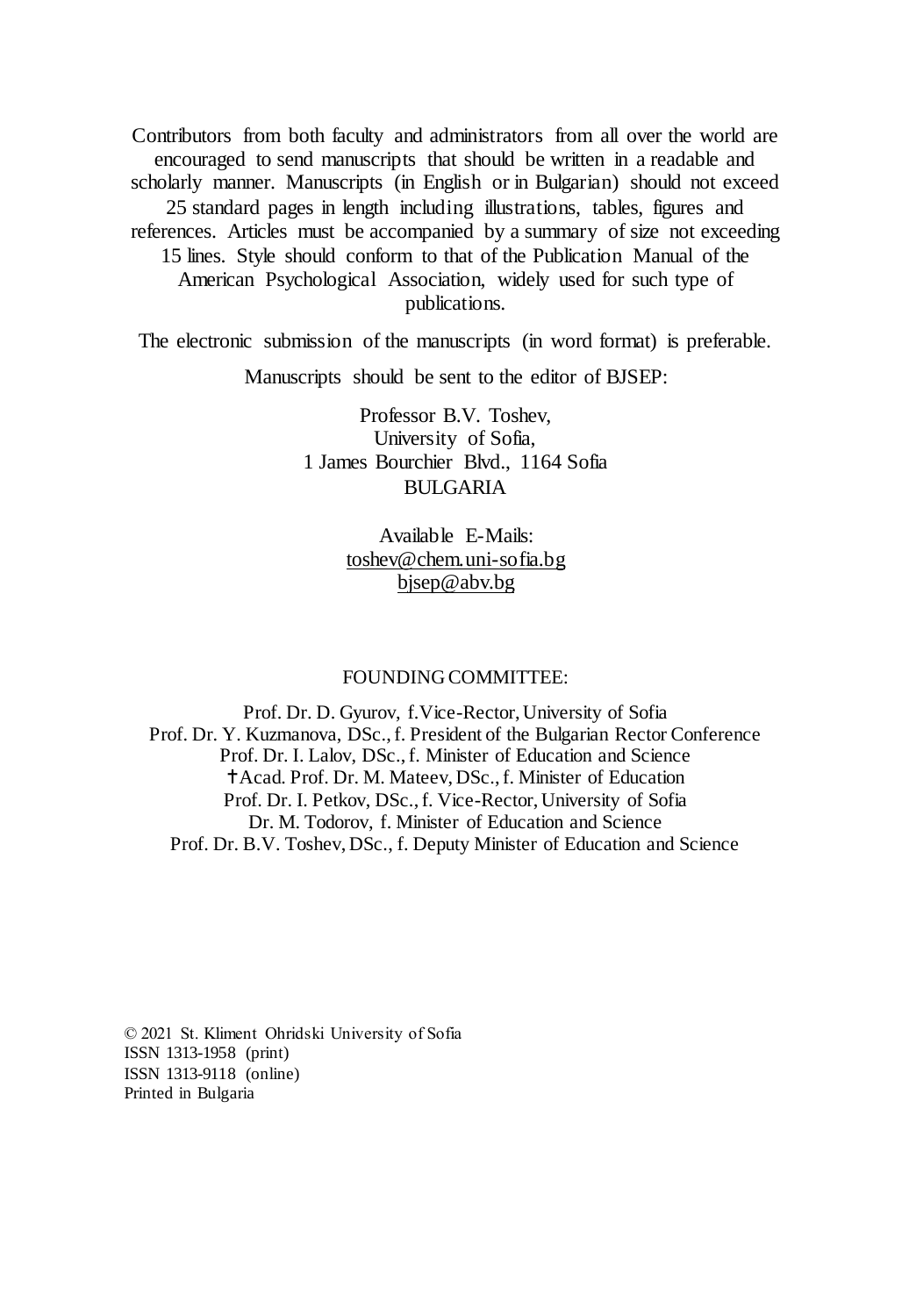Contributors from both faculty and administrators from all over the world are encouraged to send manuscripts that should be written in a readable and scholarly manner. Manuscripts (in English or in Bulgarian) should not exceed 25 standard pages in length including illustrations, tables, figures and references. Articles must be accompanied by a summary of size not exceeding 15 lines. Style should conform to that of the Publication Manual of the American Psychological Association, widely used for such type of publications.

The electronic submission of the manuscripts (in word format) is preferable.

Manuscripts should be sent to the editor of BJSEP:

Professor B.V. Toshev,
University of Sofia,
1 James Bourchier Blvd., 1164 Sofia
BULGARIA

Available E-Mails:
toshev@chem.uni-sofia.bg
bjsep@abv.bg

FOUNDING COMMITTEE:

Prof. Dr. D. Gyurov, f.Vice-Rector, University of Sofia
Prof. Dr. Y. Kuzmanova, DSc., f. President of the Bulgarian Rector Conference
Prof. Dr. I. Lalov, DSc., f. Minister of Education and Science
✝Acad. Prof. Dr. M. Mateev, DSc., f. Minister of Education
Prof. Dr. I. Petkov, DSc., f. Vice-Rector, University of Sofia
Dr. M. Todorov, f. Minister of Education and Science
Prof. Dr. B.V. Toshev, DSc., f. Deputy Minister of Education and Science

© 2021 St. Kliment Ohridski University of Sofia
ISSN 1313-1958 (print)
ISSN 1313-9118 (online)
Printed in Bulgaria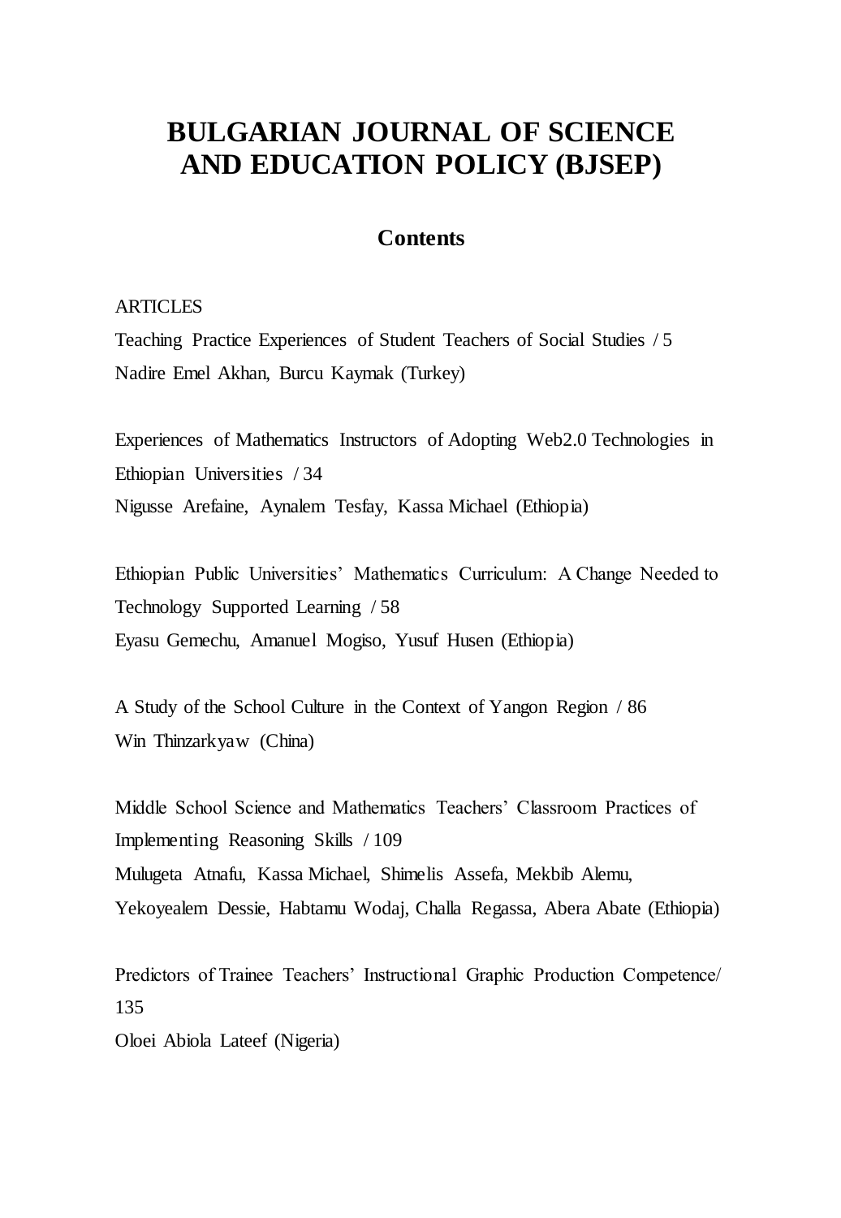# BULGARIAN JOURNAL OF SCIENCE AND EDUCATION POLICY (BJSEP)

## Contents

ARTICLES

Teaching Practice Experiences of Student Teachers of Social Studies / 5
Nadire Emel Akhan, Burcu Kaymak (Turkey)

Experiences of Mathematics Instructors of Adopting Web2.0 Technologies in Ethiopian Universities / 34
Nigusse Arefaine, Aynalem Tesfay, Kassa Michael (Ethiopia)

Ethiopian Public Universities' Mathematics Curriculum: A Change Needed to Technology Supported Learning / 58
Eyasu Gemechu, Amanuel Mogiso, Yusuf Husen (Ethiopia)

A Study of the School Culture in the Context of Yangon Region / 86
Win Thinzarkyaw (China)

Middle School Science and Mathematics Teachers' Classroom Practices of Implementing Reasoning Skills / 109
Mulugeta Atnafu, Kassa Michael, Shimelis Assefa, Mekbib Alemu, Yekoyealem Dessie, Habtamu Wodaj, Challa Regassa, Abera Abate (Ethiopia)

Predictors of Trainee Teachers' Instructional Graphic Production Competence/ 135
Oloei Abiola Lateef (Nigeria)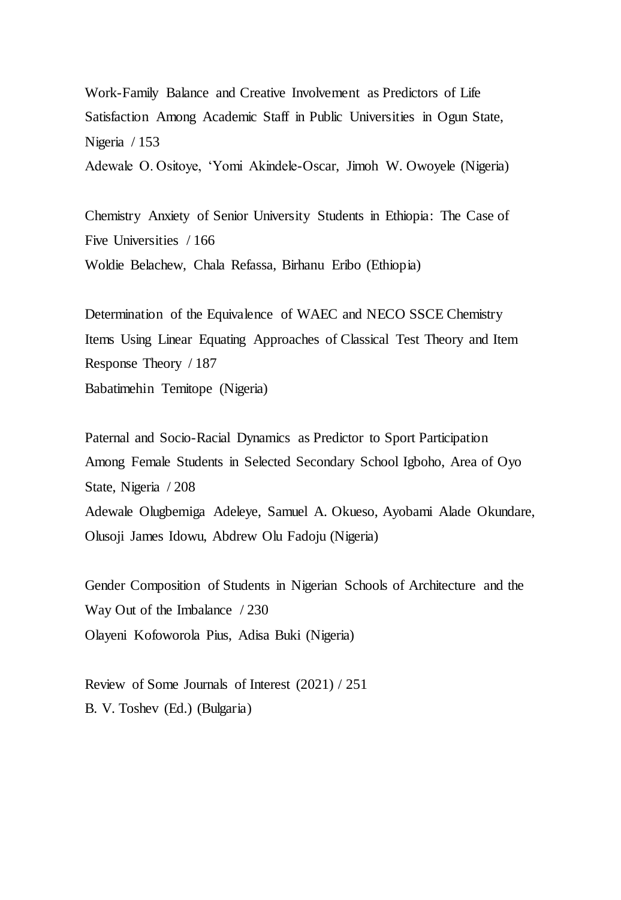Work-Family Balance and Creative Involvement as Predictors of Life Satisfaction Among Academic Staff in Public Universities in Ogun State, Nigeria / 153
Adewale O. Ositoye, 'Yomi Akindele-Oscar, Jimoh W. Owoyele (Nigeria)

Chemistry Anxiety of Senior University Students in Ethiopia: The Case of Five Universities / 166
Woldie Belachew, Chala Refassa, Birhanu Eribo (Ethiopia)

Determination of the Equivalence of WAEC and NECO SSCE Chemistry Items Using Linear Equating Approaches of Classical Test Theory and Item Response Theory / 187
Babatimehin Temitope (Nigeria)

Paternal and Socio-Racial Dynamics as Predictor to Sport Participation Among Female Students in Selected Secondary School Igboho, Area of Oyo State, Nigeria / 208
Adewale Olugbemiga Adeleye, Samuel A. Okueso, Ayobami Alade Okundare, Olusoji James Idowu, Abdrew Olu Fadoju (Nigeria)

Gender Composition of Students in Nigerian Schools of Architecture and the Way Out of the Imbalance / 230
Olayeni Kofoworola Pius, Adisa Buki (Nigeria)

Review of Some Journals of Interest (2021) / 251
B. V. Toshev (Ed.) (Bulgaria)